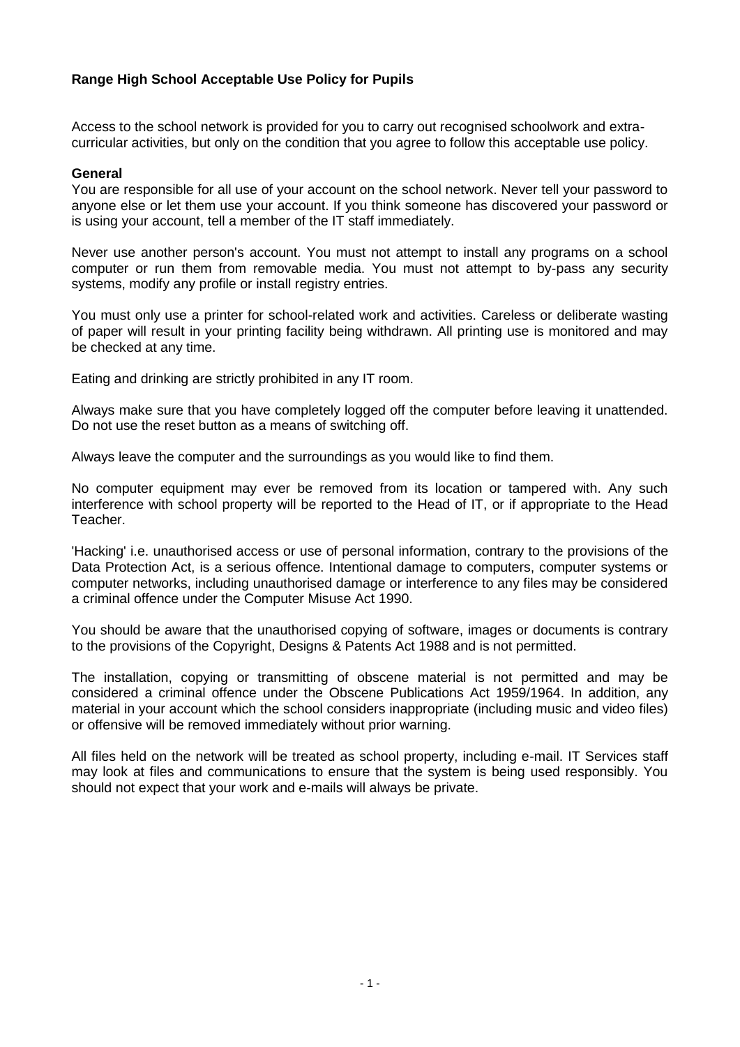**Range High School Acceptable Use Policy for Pupils**

Access to the school network is provided for you to carry out recognised schoolwork and extra-curricular activities, but only on the condition that you agree to follow this acceptable use policy.

**General**

You are responsible for all use of your account on the school network. Never tell your password to anyone else or let them use your account. If you think someone has discovered your password or is using your account, tell a member of the IT staff immediately.

Never use another person's account. You must not attempt to install any programs on a school computer or run them from removable media. You must not attempt to by-pass any security systems, modify any profile or install registry entries.

You must only use a printer for school-related work and activities. Careless or deliberate wasting of paper will result in your printing facility being withdrawn. All printing use is monitored and may be checked at any time.

Eating and drinking are strictly prohibited in any IT room.

Always make sure that you have completely logged off the computer before leaving it unattended. Do not use the reset button as a means of switching off.

Always leave the computer and the surroundings as you would like to find them.

No computer equipment may ever be removed from its location or tampered with. Any such interference with school property will be reported to the Head of IT, or if appropriate to the Head Teacher.

'Hacking' i.e. unauthorised access or use of personal information, contrary to the provisions of the Data Protection Act, is a serious offence. Intentional damage to computers, computer systems or computer networks, including unauthorised damage or interference to any files may be considered a criminal offence under the Computer Misuse Act 1990.

You should be aware that the unauthorised copying of software, images or documents is contrary to the provisions of the Copyright, Designs & Patents Act 1988 and is not permitted.

The installation, copying or transmitting of obscene material is not permitted and may be considered a criminal offence under the Obscene Publications Act 1959/1964. In addition, any material in your account which the school considers inappropriate (including music and video files) or offensive will be removed immediately without prior warning.

All files held on the network will be treated as school property, including e-mail. IT Services staff may look at files and communications to ensure that the system is being used responsibly. You should not expect that your work and e-mails will always be private.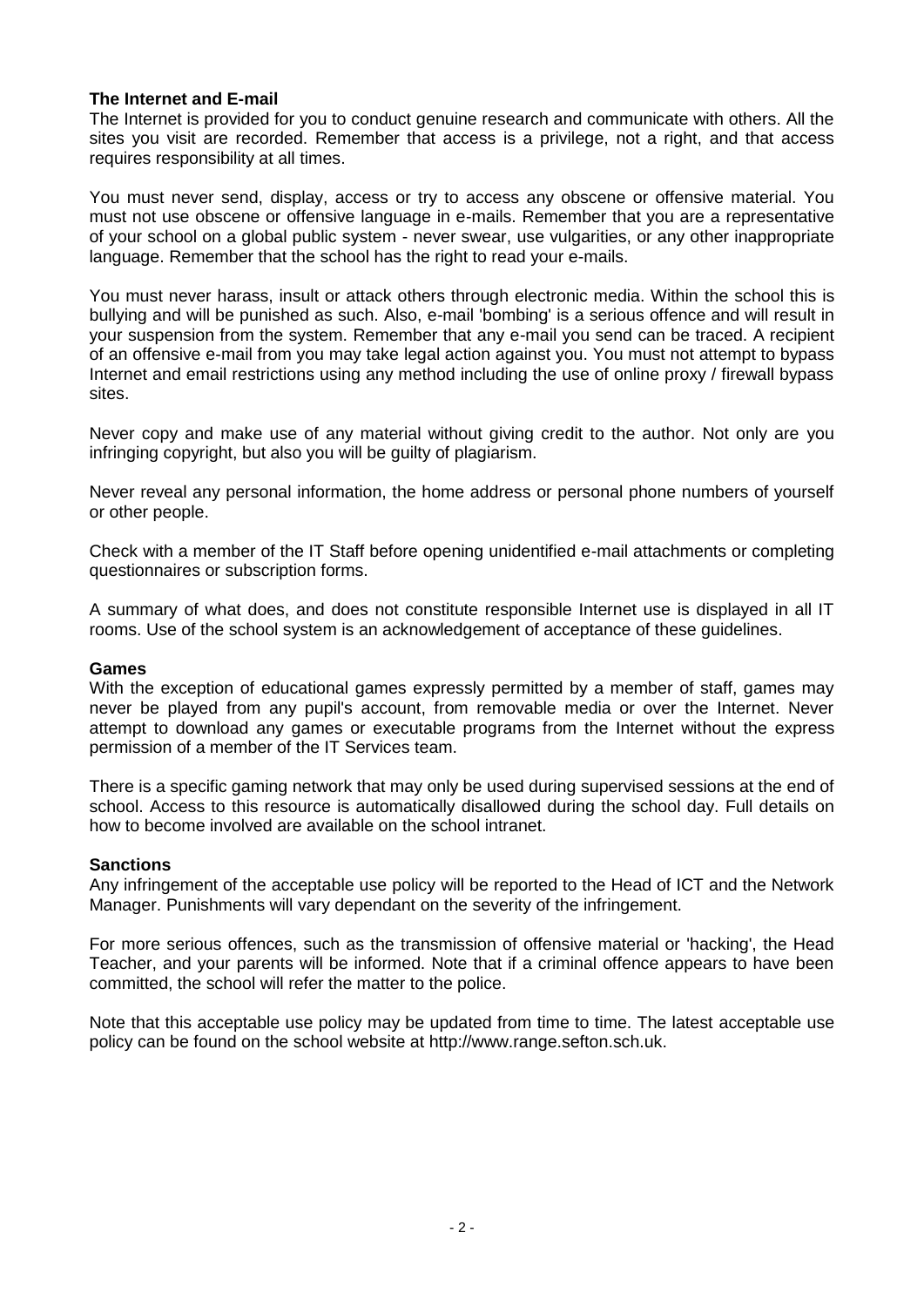**The Internet and E-mail**

The Internet is provided for you to conduct genuine research and communicate with others. All the sites you visit are recorded. Remember that access is a privilege, not a right, and that access requires responsibility at all times.

You must never send, display, access or try to access any obscene or offensive material. You must not use obscene or offensive language in e-mails. Remember that you are a representative of your school on a global public system - never swear, use vulgarities, or any other inappropriate language. Remember that the school has the right to read your e-mails.

You must never harass, insult or attack others through electronic media. Within the school this is bullying and will be punished as such. Also, e-mail 'bombing' is a serious offence and will result in your suspension from the system. Remember that any e-mail you send can be traced. A recipient of an offensive e-mail from you may take legal action against you. You must not attempt to bypass Internet and email restrictions using any method including the use of online proxy / firewall bypass sites.

Never copy and make use of any material without giving credit to the author. Not only are you infringing copyright, but also you will be guilty of plagiarism.

Never reveal any personal information, the home address or personal phone numbers of yourself or other people.

Check with a member of the IT Staff before opening unidentified e-mail attachments or completing questionnaires or subscription forms.

A summary of what does, and does not constitute responsible Internet use is displayed in all IT rooms. Use of the school system is an acknowledgement of acceptance of these guidelines.

**Games**

With the exception of educational games expressly permitted by a member of staff, games may never be played from any pupil's account, from removable media or over the Internet. Never attempt to download any games or executable programs from the Internet without the express permission of a member of the IT Services team.

There is a specific gaming network that may only be used during supervised sessions at the end of school. Access to this resource is automatically disallowed during the school day. Full details on how to become involved are available on the school intranet.

**Sanctions**

Any infringement of the acceptable use policy will be reported to the Head of ICT and the Network Manager. Punishments will vary dependant on the severity of the infringement.

For more serious offences, such as the transmission of offensive material or 'hacking', the Head Teacher, and your parents will be informed. Note that if a criminal offence appears to have been committed, the school will refer the matter to the police.

Note that this acceptable use policy may be updated from time to time. The latest acceptable use policy can be found on the school website at http://www.range.sefton.sch.uk.